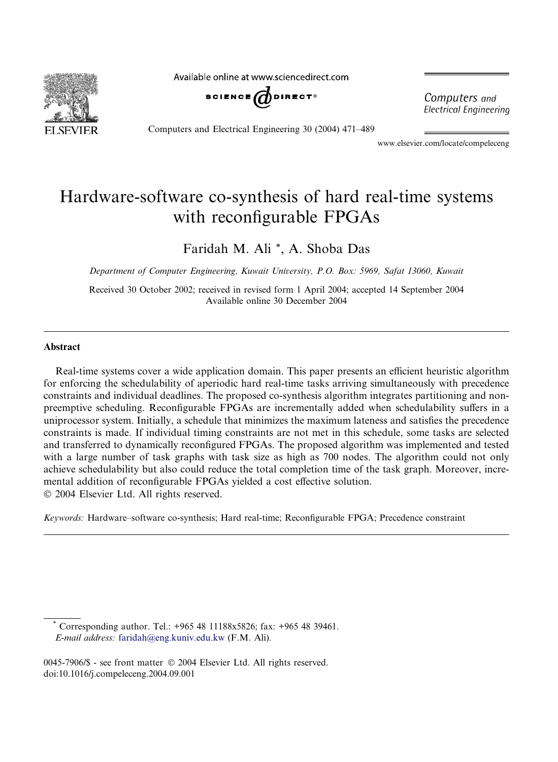# Hardware-software co-synthesis of hard real-time systems with reconfigurable FPGAs

Faridah M. Ali *, A. Shoba Das

*Department of Computer Engineering, Kuwait University, P.O. Box: 5969, Safat 13060, Kuwait*

Received 30 October 2002; received in revised form 1 April 2004; accepted 14 September 2004
Available online 30 December 2004

## Abstract

Real-time systems cover a wide application domain. This paper presents an efficient heuristic algorithm for enforcing the schedulability of aperiodic hard real-time tasks arriving simultaneously with precedence constraints and individual deadlines. The proposed co-synthesis algorithm integrates partitioning and non-preemptive scheduling. Reconfigurable FPGAs are incrementally added when schedulability suffers in a uniprocessor system. Initially, a schedule that minimizes the maximum lateness and satisfies the precedence constraints is made. If individual timing constraints are not met in this schedule, some tasks are selected and transferred to dynamically reconfigured FPGAs. The proposed algorithm was implemented and tested with a large number of task graphs with task size as high as 700 nodes. The algorithm could not only achieve schedulability but also could reduce the total completion time of the task graph. Moreover, incremental addition of reconfigurable FPGAs yielded a cost effective solution.
© 2004 Elsevier Ltd. All rights reserved.

*Keywords:* Hardware–software co-synthesis; Hard real-time; Reconfigurable FPGA; Precedence constraint

---

* Corresponding author. Tel.: +965 48 11188x5826; fax: +965 48 39461.
*E-mail address:* faridah@eng.kuniv.edu.kw (F.M. Ali).

0045-7906/$ - see front matter © 2004 Elsevier Ltd. All rights reserved.
doi:10.1016/j.compeleceng.2004.09.001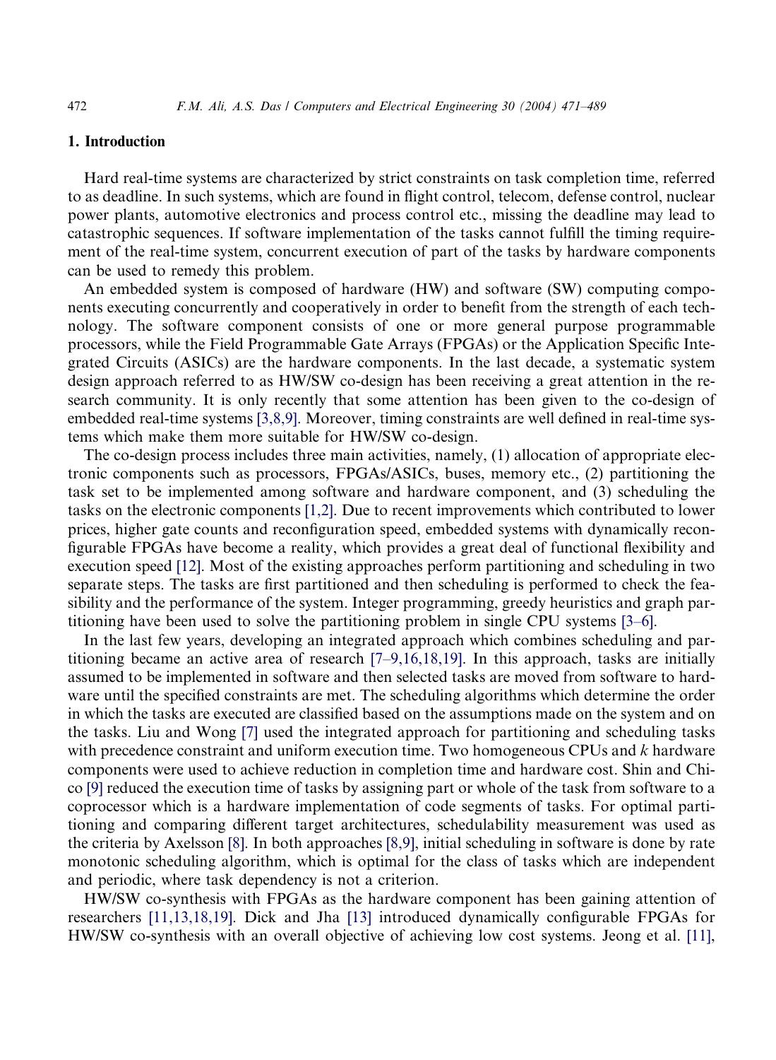## 1. Introduction

Hard real-time systems are characterized by strict constraints on task completion time, referred to as deadline. In such systems, which are found in flight control, telecom, defense control, nuclear power plants, automotive electronics and process control etc., missing the deadline may lead to catastrophic sequences. If software implementation of the tasks cannot fulfill the timing requirement of the real-time system, concurrent execution of part of the tasks by hardware components can be used to remedy this problem.

An embedded system is composed of hardware (HW) and software (SW) computing components executing concurrently and cooperatively in order to benefit from the strength of each technology. The software component consists of one or more general purpose programmable processors, while the Field Programmable Gate Arrays (FPGAs) or the Application Specific Integrated Circuits (ASICs) are the hardware components. In the last decade, a systematic system design approach referred to as HW/SW co-design has been receiving a great attention in the research community. It is only recently that some attention has been given to the co-design of embedded real-time systems [3,8,9]. Moreover, timing constraints are well defined in real-time systems which make them more suitable for HW/SW co-design.

The co-design process includes three main activities, namely, (1) allocation of appropriate electronic components such as processors, FPGAs/ASICs, buses, memory etc., (2) partitioning the task set to be implemented among software and hardware component, and (3) scheduling the tasks on the electronic components [1,2]. Due to recent improvements which contributed to lower prices, higher gate counts and reconfiguration speed, embedded systems with dynamically reconfigurable FPGAs have become a reality, which provides a great deal of functional flexibility and execution speed [12]. Most of the existing approaches perform partitioning and scheduling in two separate steps. The tasks are first partitioned and then scheduling is performed to check the feasibility and the performance of the system. Integer programming, greedy heuristics and graph partitioning have been used to solve the partitioning problem in single CPU systems [3–6].

In the last few years, developing an integrated approach which combines scheduling and partitioning became an active area of research [7–9,16,18,19]. In this approach, tasks are initially assumed to be implemented in software and then selected tasks are moved from software to hardware until the specified constraints are met. The scheduling algorithms which determine the order in which the tasks are executed are classified based on the assumptions made on the system and on the tasks. Liu and Wong [7] used the integrated approach for partitioning and scheduling tasks with precedence constraint and uniform execution time. Two homogeneous CPUs and $k$ hardware components were used to achieve reduction in completion time and hardware cost. Shin and Chico [9] reduced the execution time of tasks by assigning part or whole of the task from software to a coprocessor which is a hardware implementation of code segments of tasks. For optimal partitioning and comparing different target architectures, schedulability measurement was used as the criteria by Axelsson [8]. In both approaches [8,9], initial scheduling in software is done by rate monotonic scheduling algorithm, which is optimal for the class of tasks which are independent and periodic, where task dependency is not a criterion.

HW/SW co-synthesis with FPGAs as the hardware component has been gaining attention of researchers [11,13,18,19]. Dick and Jha [13] introduced dynamically configurable FPGAs for HW/SW co-synthesis with an overall objective of achieving low cost systems. Jeong et al. [11],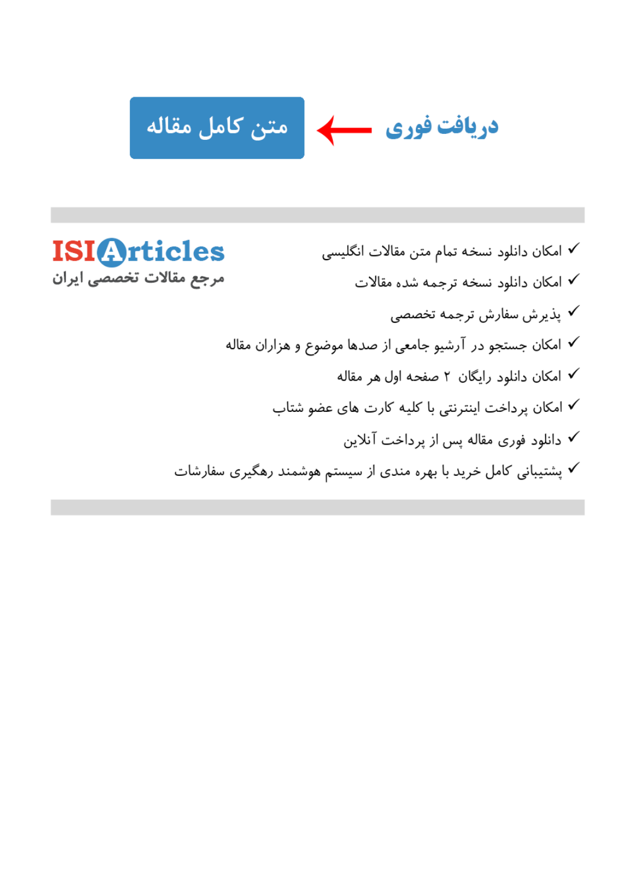دریافت فوری ← متن کامل مقاله

**ISIArticles**
مرجع مقالات تخصصی ایران

- ✓ امکان دانلود نسخه تمام متن مقالات انگلیسی
- ✓ امکان دانلود نسخه ترجمه شده مقالات
- ✓ پذیرش سفارش ترجمه تخصصی
- ✓ امکان جستجو در آرشیو جامعی از صدها موضوع و هزاران مقاله
- ✓ امکان دانلود رایگان ۲ صفحه اول هر مقاله
- ✓ امکان پرداخت اینترنتی با کلیه کارت های عضو شتاب
- ✓ دانلود فوری مقاله پس از پرداخت آنلاین
- ✓ پشتیبانی کامل خرید با بهره مندی از سیستم هوشمند رهگیری سفارشات